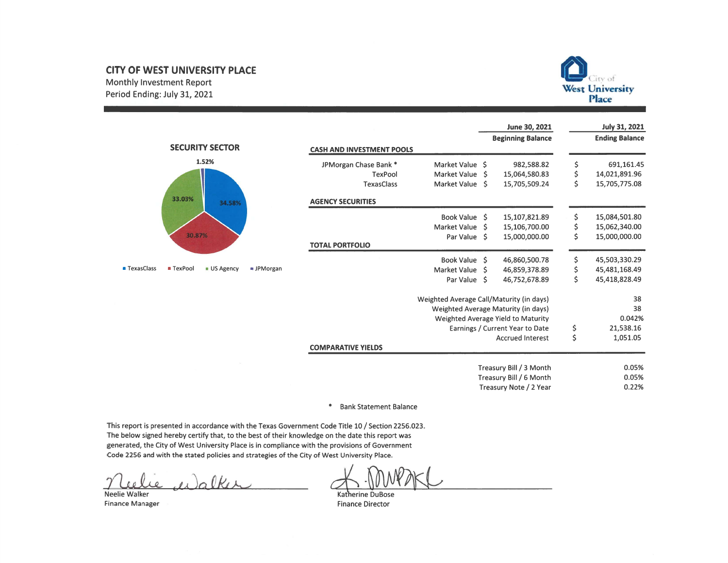# CITY OF WEST UNIVERSITY PLACE

Monthly Investment Report

Period Ending: July 31, 2021

City of West University Place

## SECURITY SECTOR

- TexasClass: 34.58%
- TexPool: 30.87%
- US Agency: 33.03%
- JPMorgan: 1.52%

| | | June 30, 2021 Beginning Balance | July 31, 2021 Ending Balance |
|---|---|---|---|
| **CASH AND INVESTMENT POOLS** | | | |
| JPMorgan Chase Bank * | Market Value | $ 982,588.82 | $ 691,161.45 |
| TexPool | Market Value | $ 15,064,580.83 | $ 14,021,891.96 |
| TexasClass | Market Value | $ 15,705,509.24 | $ 15,705,775.08 |
| **AGENCY SECURITIES** | | | |
| | Book Value | $ 15,107,821.89 | $ 15,084,501.80 |
| | Market Value | $ 15,106,700.00 | $ 15,062,340.00 |
| | Par Value | $ 15,000,000.00 | $ 15,000,000.00 |
| **TOTAL PORTFOLIO** | | | |
| | Book Value | $ 46,860,500.78 | $ 45,503,330.29 |
| | Market Value | $ 46,859,378.89 | $ 45,481,168.49 |
| | Par Value | $ 46,752,678.89 | $ 45,418,828.49 |
| | Weighted Average Call/Maturity (in days) | | 38 |
| | Weighted Average Maturity (in days) | | 38 |
| | Weighted Average Yield to Maturity | | 0.042% |
| | Earnings / Current Year to Date | | $ 21,538.16 |
| | Accrued Interest | | $ 1,051.05 |
| **COMPARATIVE YIELDS** | | | |
| | Treasury Bill / 3 Month | | 0.05% |
| | Treasury Bill / 6 Month | | 0.05% |
| | Treasury Note / 2 Year | | 0.22% |

\* Bank Statement Balance

This report is presented in accordance with the Texas Government Code Title 10 / Section 2256.023. The below signed hereby certify that, to the best of their knowledge on the date this report was generated, the City of West University Place is in compliance with the provisions of Government Code 2256 and with the stated policies and strategies of the City of West University Place.

Neelie Walker
Finance Manager

Katherine DuBose
Finance Director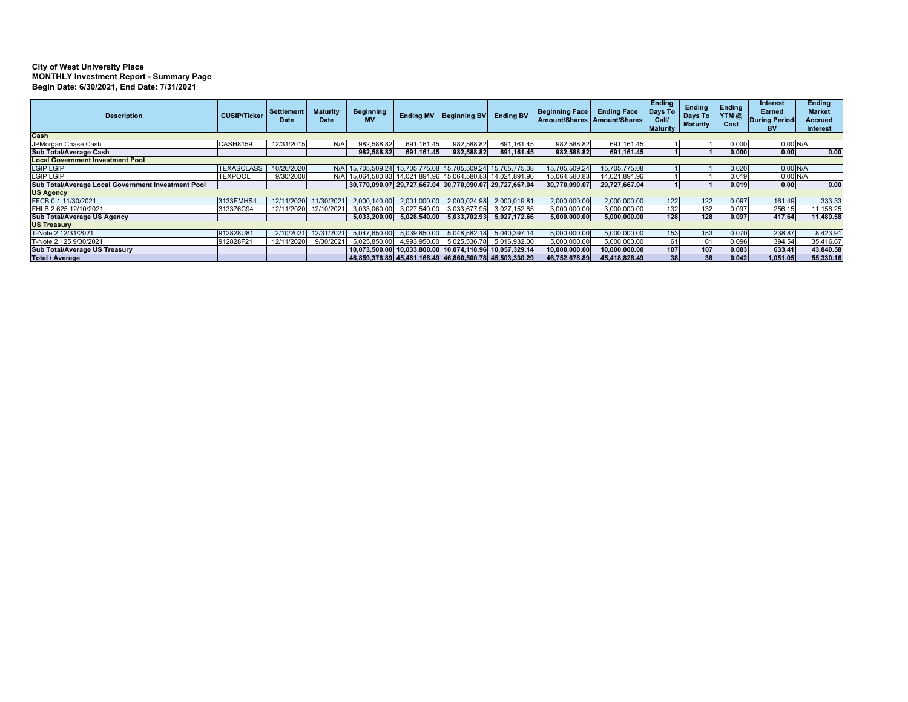**City of West University Place**
**MONTHLY Investment Report - Summary Page**
**Begin Date: 6/30/2021, End Date: 7/31/2021**

| Description | CUSIP/Ticker | Settlement Date | Maturity Date | Beginning MV | Ending MV | Beginning BV | Ending BV | Beginning Face Amount/Shares | Ending Face Amount/Shares | Ending Days To Call/ Maturity | Ending Days To Maturity | Ending YTM @ Cost | Interest Earned During Period-BV | Ending Market Accrued Interest |
|---|---|---|---|---|---|---|---|---|---|---|---|---|---|---|
| **Cash** | | | | | | | | | | | | | | |
| JPMorgan Chase Cash | CASH8159 | 12/31/2015 | N/A | 982,588.82 | 691,161.45 | 982,588.82 | 691,161.45 | 982,588.82 | 691,161.45 | 1 | 1 | 0.000 | 0.00 | N/A |
| **Sub Total/Average Cash** | | | | **982,588.82** | **691,161.45** | **982,588.82** | **691,161.45** | **982,588.82** | **691,161.45** | **1** | **1** | **0.000** | **0.00** | **0.00** |
| **Local Government Investment Pool** | | | | | | | | | | | | | | |
| LGIP LGIP | TEXASCLASS | 10/26/2020 | N/A | 15,705,509.24 | 15,705,775.08 | 15,705,509.24 | 15,705,775.08 | 15,705,509.24 | 15,705,775.08 | 1 | 1 | 0.020 | 0.00 | N/A |
| LGIP LGIP | TEXPOOL | 9/30/2008 | N/A | 15,064,580.83 | 14,021,891.96 | 15,064,580.83 | 14,021,891.96 | 15,064,580.83 | 14,021,891.96 | 1 | 1 | 0.019 | 0.00 | N/A |
| **Sub Total/Average Local Government Investment Pool** | | | | **30,770,090.07** | **29,727,667.04** | **30,770,090.07** | **29,727,667.04** | **30,770,090.07** | **29,727,667.04** | **1** | **1** | **0.019** | **0.00** | **0.00** |
| **US Agency** | | | | | | | | | | | | | | |
| FFCB 0.1 11/30/2021 | 3133EMHS4 | 12/11/2020 | 11/30/2021 | 2,000,140.00 | 2,001,000.00 | 2,000,024.98 | 2,000,019.81 | 2,000,000.00 | 2,000,000.00 | 122 | 122 | 0.097 | 161.49 | 333.33 |
| FHLB 2.625 12/10/2021 | 313376C94 | 12/11/2020 | 12/10/2021 | 3,033,060.00 | 3,027,540.00 | 3,033,677.95 | 3,027,152.85 | 3,000,000.00 | 3,000,000.00 | 132 | 132 | 0.097 | 256.15 | 11,156.25 |
| **Sub Total/Average US Agency** | | | | **5,033,200.00** | **5,028,540.00** | **5,033,702.93** | **5,027,172.66** | **5,000,000.00** | **5,000,000.00** | **128** | **128** | **0.097** | **417.64** | **11,489.58** |
| **US Treasury** | | | | | | | | | | | | | | |
| T-Note 2 12/31/2021 | 912828U81 | 2/10/2021 | 12/31/2021 | 5,047,650.00 | 5,039,850.00 | 5,048,582.18 | 5,040,397.14 | 5,000,000.00 | 5,000,000.00 | 153 | 153 | 0.070 | 238.87 | 8,423.91 |
| T-Note 2.125 9/30/2021 | 912828F21 | 12/11/2020 | 9/30/2021 | 5,025,850.00 | 4,993,950.00 | 5,025,536.78 | 5,016,932.00 | 5,000,000.00 | 5,000,000.00 | 61 | 61 | 0.096 | 394.54 | 35,416.67 |
| **Sub Total/Average US Treasury** | | | | **10,073,500.00** | **10,033,800.00** | **10,074,118.96** | **10,057,329.14** | **10,000,000.00** | **10,000,000.00** | **107** | **107** | **0.083** | **633.41** | **43,840.58** |
| **Total / Average** | | | | **46,859,378.89** | **45,481,168.49** | **46,860,500.78** | **45,503,330.29** | **46,752,678.89** | **45,418,828.49** | **38** | **38** | **0.042** | **1,051.05** | **55,330.16** |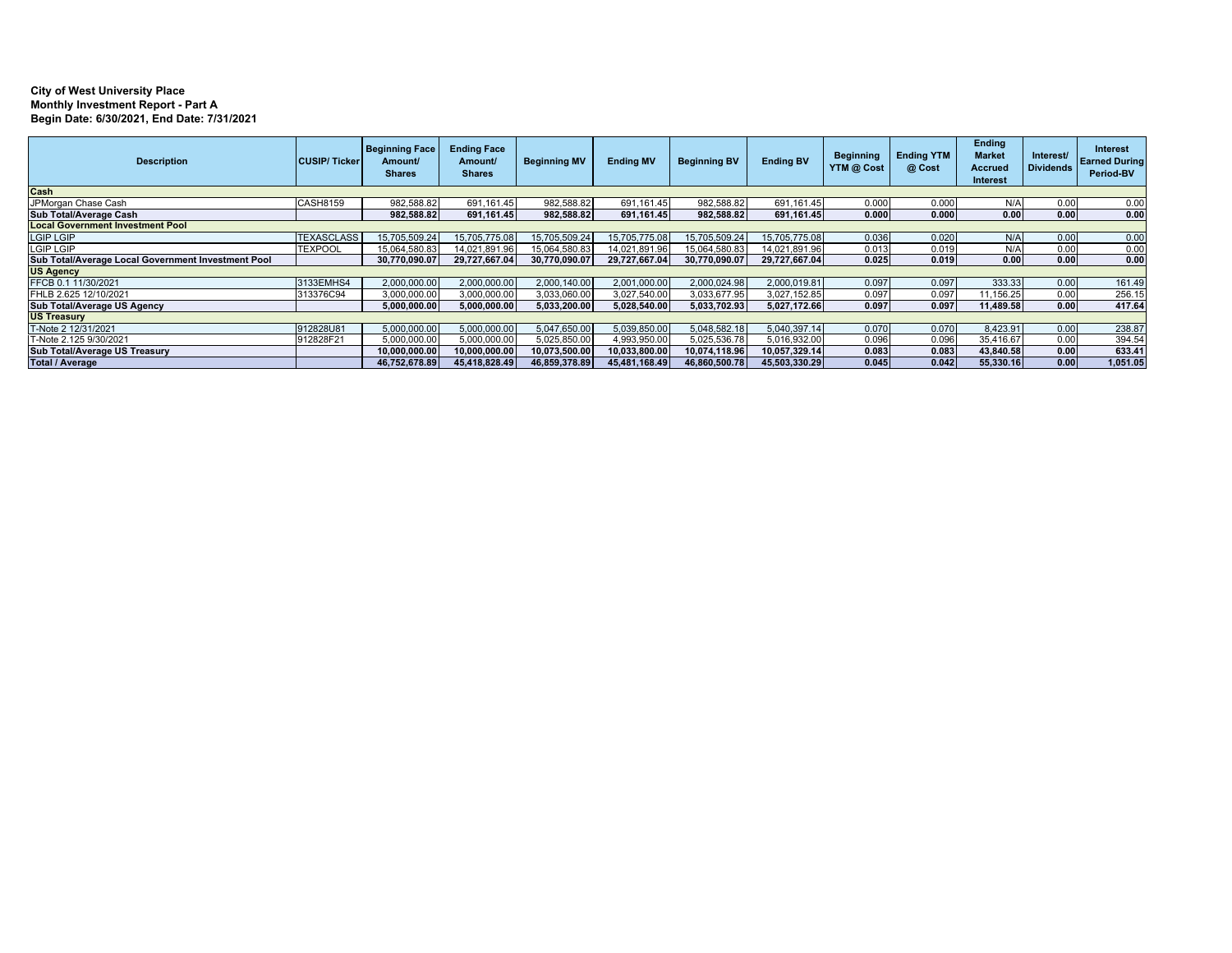**City of West University Place**
**Monthly Investment Report - Part A**
**Begin Date: 6/30/2021, End Date: 7/31/2021**

| Description | CUSIP/ Ticker | Beginning Face Amount/ Shares | Ending Face Amount/ Shares | Beginning MV | Ending MV | Beginning BV | Ending BV | Beginning YTM @ Cost | Ending YTM @ Cost | Ending Market Accrued Interest | Interest/ Dividends | Interest Earned During Period-BV |
|---|---|---|---|---|---|---|---|---|---|---|---|---|
| **Cash** | | | | | | | | | | | | |
| JPMorgan Chase Cash | CASH8159 | 982,588.82 | 691,161.45 | 982,588.82 | 691,161.45 | 982,588.82 | 691,161.45 | 0.000 | 0.000 | N/A | 0.00 | 0.00 |
| **Sub Total/Average Cash** | | **982,588.82** | **691,161.45** | **982,588.82** | **691,161.45** | **982,588.82** | **691,161.45** | **0.000** | **0.000** | **0.00** | **0.00** | **0.00** |
| **Local Government Investment Pool** | | | | | | | | | | | | |
| LGIP LGIP | TEXASCLASS | 15,705,509.24 | 15,705,775.08 | 15,705,509.24 | 15,705,775.08 | 15,705,509.24 | 15,705,775.08 | 0.036 | 0.020 | N/A | 0.00 | 0.00 |
| LGIP LGIP | TEXPOOL | 15,064,580.83 | 14,021,891.96 | 15,064,580.83 | 14,021,891.96 | 15,064,580.83 | 14,021,891.96 | 0.013 | 0.019 | N/A | 0.00 | 0.00 |
| **Sub Total/Average Local Government Investment Pool** | | **30,770,090.07** | **29,727,667.04** | **30,770,090.07** | **29,727,667.04** | **30,770,090.07** | **29,727,667.04** | **0.025** | **0.019** | **0.00** | **0.00** | **0.00** |
| **US Agency** | | | | | | | | | | | | |
| FFCB 0.1 11/30/2021 | 3133EMHS4 | 2,000,000.00 | 2,000,000.00 | 2,000,140.00 | 2,001,000.00 | 2,000,024.98 | 2,000,019.81 | 0.097 | 0.097 | 333.33 | 0.00 | 161.49 |
| FHLB 2.625 12/10/2021 | 313376C94 | 3,000,000.00 | 3,000,000.00 | 3,033,060.00 | 3,027,540.00 | 3,033,677.95 | 3,027,152.85 | 0.097 | 0.097 | 11,156.25 | 0.00 | 256.15 |
| **Sub Total/Average US Agency** | | **5,000,000.00** | **5,000,000.00** | **5,033,200.00** | **5,028,540.00** | **5,033,702.93** | **5,027,172.66** | **0.097** | **0.097** | **11,489.58** | **0.00** | **417.64** |
| **US Treasury** | | | | | | | | | | | | |
| T-Note 2 12/31/2021 | 912828U81 | 5,000,000.00 | 5,000,000.00 | 5,047,650.00 | 5,039,850.00 | 5,048,582.18 | 5,040,397.14 | 0.070 | 0.070 | 8,423.91 | 0.00 | 238.87 |
| T-Note 2.125 9/30/2021 | 912828F21 | 5,000,000.00 | 5,000,000.00 | 5,025,850.00 | 4,993,950.00 | 5,025,536.78 | 5,016,932.00 | 0.096 | 0.096 | 35,416.67 | 0.00 | 394.54 |
| **Sub Total/Average US Treasury** | | **10,000,000.00** | **10,000,000.00** | **10,073,500.00** | **10,033,800.00** | **10,074,118.96** | **10,057,329.14** | **0.083** | **0.083** | **43,840.58** | **0.00** | **633.41** |
| **Total / Average** | | **46,752,678.89** | **45,418,828.49** | **46,859,378.89** | **45,481,168.49** | **46,860,500.78** | **45,503,330.29** | **0.045** | **0.042** | **55,330.16** | **0.00** | **1,051.05** |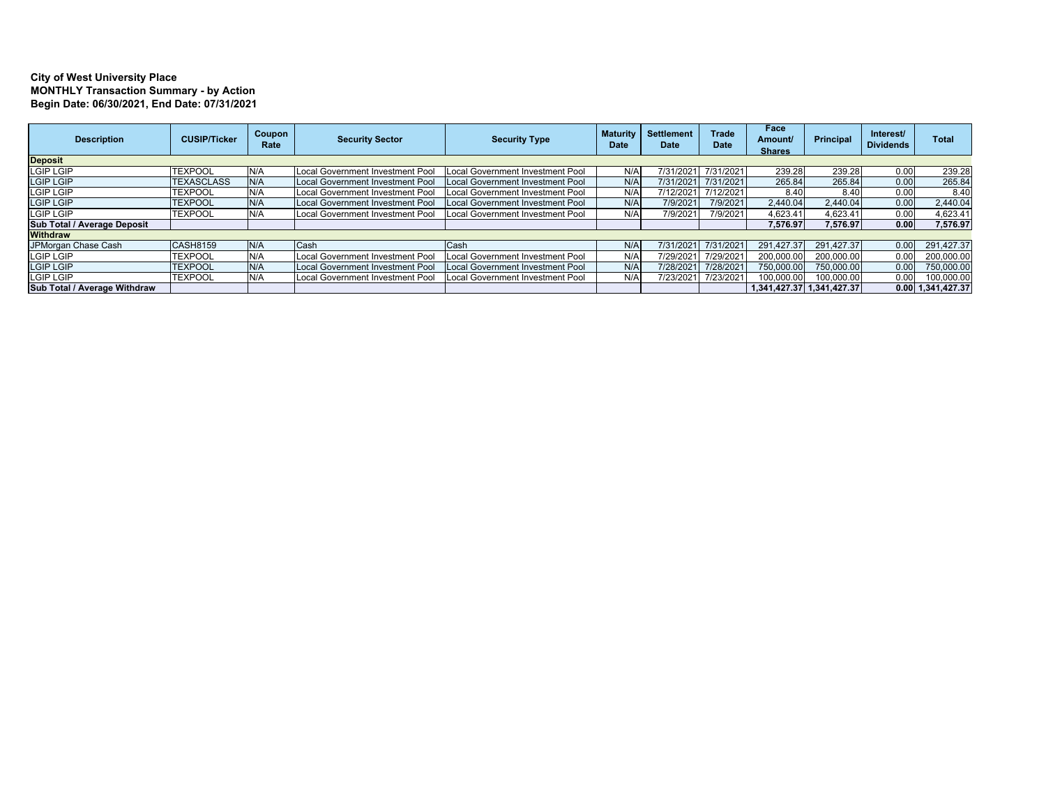**City of West University Place**
**MONTHLY Transaction Summary - by Action**
**Begin Date: 06/30/2021, End Date: 07/31/2021**

| Description | CUSIP/Ticker | Coupon Rate | Security Sector | Security Type | Maturity Date | Settlement Date | Trade Date | Face Amount/ Shares | Principal | Interest/ Dividends | Total |
|---|---|---|---|---|---|---|---|---|---|---|---|
| **Deposit** | | | | | | | | | | | |
| LGIP LGIP | TEXPOOL | N/A | Local Government Investment Pool | Local Government Investment Pool | N/A | 7/31/2021 | 7/31/2021 | 239.28 | 239.28 | 0.00 | 239.28 |
| LGIP LGIP | TEXASCLASS | N/A | Local Government Investment Pool | Local Government Investment Pool | N/A | 7/31/2021 | 7/31/2021 | 265.84 | 265.84 | 0.00 | 265.84 |
| LGIP LGIP | TEXPOOL | N/A | Local Government Investment Pool | Local Government Investment Pool | N/A | 7/12/2021 | 7/12/2021 | 8.40 | 8.40 | 0.00 | 8.40 |
| LGIP LGIP | TEXPOOL | N/A | Local Government Investment Pool | Local Government Investment Pool | N/A | 7/9/2021 | 7/9/2021 | 2,440.04 | 2,440.04 | 0.00 | 2,440.04 |
| LGIP LGIP | TEXPOOL | N/A | Local Government Investment Pool | Local Government Investment Pool | N/A | 7/9/2021 | 7/9/2021 | 4,623.41 | 4,623.41 | 0.00 | 4,623.41 |
| **Sub Total / Average Deposit** | | | | | | | | **7,576.97** | **7,576.97** | **0.00** | **7,576.97** |
| **Withdraw** | | | | | | | | | | | |
| JPMorgan Chase Cash | CASH8159 | N/A | Cash | Cash | N/A | 7/31/2021 | 7/31/2021 | 291,427.37 | 291,427.37 | 0.00 | 291,427.37 |
| LGIP LGIP | TEXPOOL | N/A | Local Government Investment Pool | Local Government Investment Pool | N/A | 7/29/2021 | 7/29/2021 | 200,000.00 | 200,000.00 | 0.00 | 200,000.00 |
| LGIP LGIP | TEXPOOL | N/A | Local Government Investment Pool | Local Government Investment Pool | N/A | 7/28/2021 | 7/28/2021 | 750,000.00 | 750,000.00 | 0.00 | 750,000.00 |
| LGIP LGIP | TEXPOOL | N/A | Local Government Investment Pool | Local Government Investment Pool | N/A | 7/23/2021 | 7/23/2021 | 100,000.00 | 100,000.00 | 0.00 | 100,000.00 |
| **Sub Total / Average Withdraw** | | | | | | | | **1,341,427.37** | **1,341,427.37** | **0.00** | **1,341,427.37** |